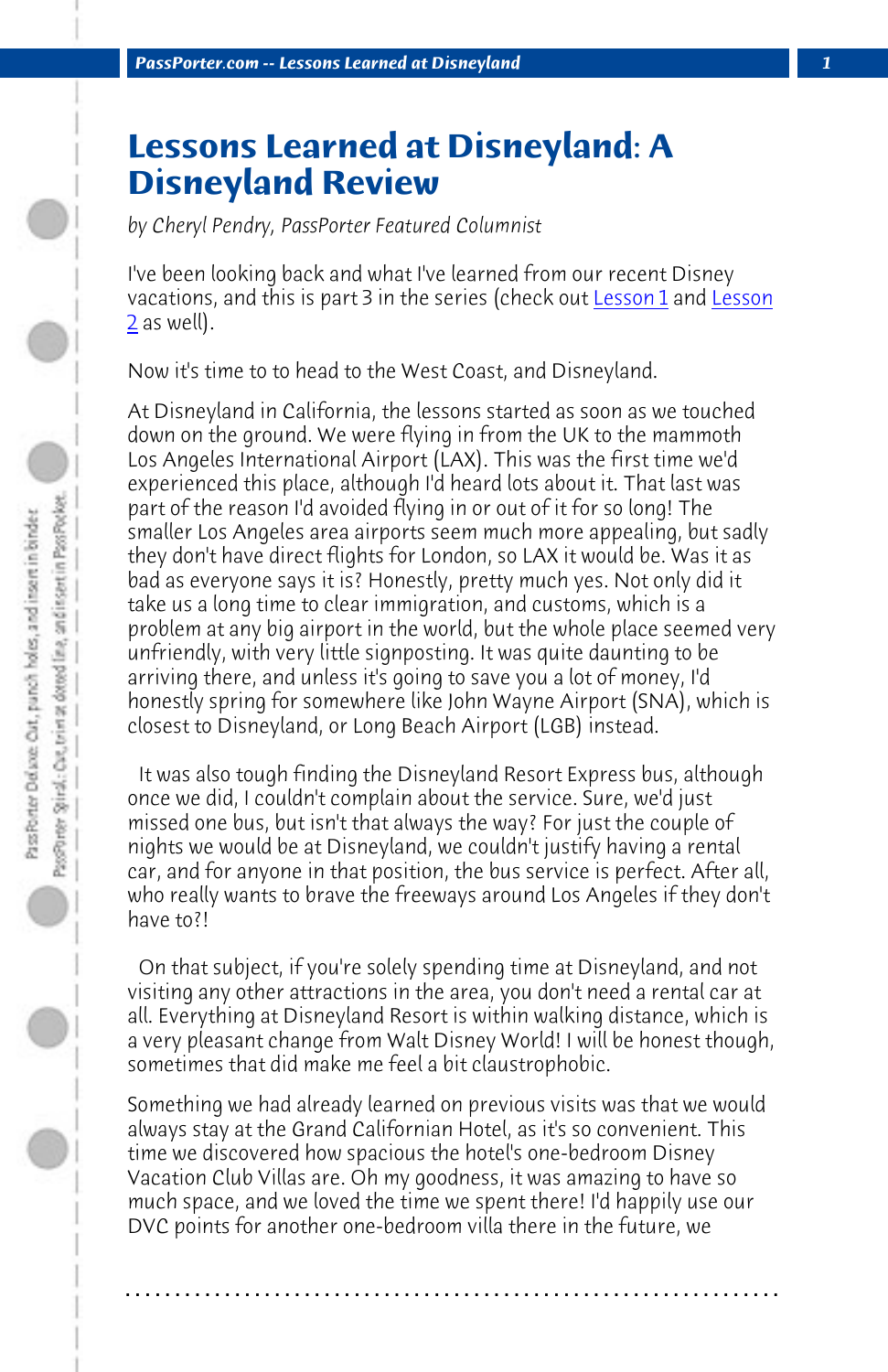# Lessons Learned at Disneyland: A Disneyland Review

*by Cheryl Pendry, PassPorter Featured Columnist*

I've been looking back and what I've learned from our recent Disney vacations, and this is part 3 in the series (check out Lesson 1 and Lesson 2 as well).

Now it's time to to head to the West Coast, and Disneyland.

At Disneyland in California, the lessons started as soon as we touched down on the ground. We were flying in from the UK to the mammoth Los Angeles International Airport (LAX). This was the first time we'd experienced this place, although I'd heard lots about it. That last was part of the reason I'd avoided flying in or out of it for so long! The smaller Los Angeles area airports seem much more appealing, but sadly they don't have direct flights for London, so LAX it would be. Was it as bad as everyone says it is? Honestly, pretty much yes. Not only did it take us a long time to clear immigration, and customs, which is a problem at any big airport in the world, but the whole place seemed very unfriendly, with very little signposting. It was quite daunting to be arriving there, and unless it's going to save you a lot of money, I'd honestly spring for somewhere like John Wayne Airport (SNA), which is closest to Disneyland, or Long Beach Airport (LGB) instead.

It was also tough finding the Disneyland Resort Express bus, although once we did, I couldn't complain about the service. Sure, we'd just missed one bus, but isn't that always the way? For just the couple of nights we would be at Disneyland, we couldn't justify having a rental car, and for anyone in that position, the bus service is perfect. After all, who really wants to brave the freeways around Los Angeles if they don't have to?!

On that subject, if you're solely spending time at Disneyland, and not visiting any other attractions in the area, you don't need a rental car at all. Everything at Disneyland Resort is within walking distance, which is a very pleasant change from Walt Disney World! I will be honest though, sometimes that did make me feel a bit claustrophobic.

Something we had already learned on previous visits was that we would always stay at the Grand Californian Hotel, as it's so convenient. This time we discovered how spacious the hotel's one-bedroom Disney Vacation Club Villas are. Oh my goodness, it was amazing to have so much space, and we loved the time we spent there! I'd happily use our DVC points for another one-bedroom villa there in the future, we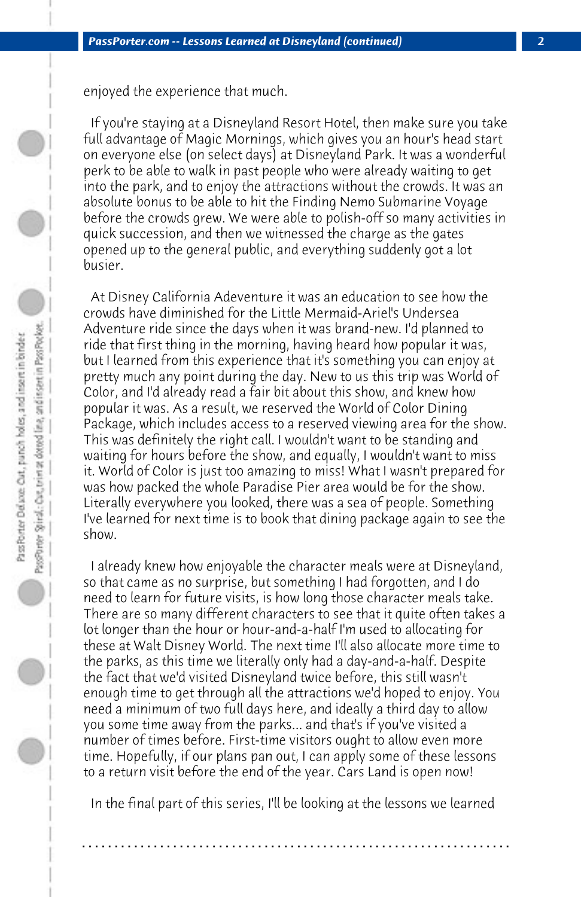enjoyed the experience that much.

If you're staying at a Disneyland Resort Hotel, then make sure you take full advantage of Magic Mornings, which gives you an hour's head start on everyone else (on select days) at Disneyland Park. It was a wonderful perk to be able to walk in past people who were already waiting to get into the park, and to enjoy the attractions without the crowds. It was an absolute bonus to be able to hit the Finding Nemo Submarine Voyage before the crowds grew. We were able to polish-off so many activities in quick succession, and then we witnessed the charge as the gates opened up to the general public, and everything suddenly got a lot busier.

At Disney California Adeventure it was an education to see how the crowds have diminished for the Little Mermaid-Ariel's Undersea Adventure ride since the days when it was brand-new. I'd planned to ride that first thing in the morning, having heard how popular it was, but I learned from this experience that it's something you can enjoy at pretty much any point during the day. New to us this trip was World of Color, and I'd already read a fair bit about this show, and knew how popular it was. As a result, we reserved the World of Color Dining Package, which includes access to a reserved viewing area for the show. This was definitely the right call. I wouldn't want to be standing and waiting for hours before the show, and equally, I wouldn't want to miss it. World of Color is just too amazing to miss! What I wasn't prepared for was how packed the whole Paradise Pier area would be for the show. Literally everywhere you looked, there was a sea of people. Something I've learned for next time is to book that dining package again to see the show.

I already knew how enjoyable the character meals were at Disneyland, so that came as no surprise, but something I had forgotten, and I do need to learn for future visits, is how long those character meals take. There are so many different characters to see that it quite often takes a lot longer than the hour or hour-and-a-half I'm used to allocating for these at Walt Disney World. The next time I'll also allocate more time to the parks, as this time we literally only had a day-and-a-half. Despite the fact that we'd visited Disneyland twice before, this still wasn't enough time to get through all the attractions we'd hoped to enjoy. You need a minimum of two full days here, and ideally a third day to allow you some time away from the parks... and that's if you've visited a number of times before. First-time visitors ought to allow even more time. Hopefully, if our plans pan out, I can apply some of these lessons to a return visit before the end of the year. Cars Land is open now!

In the final part of this series, I'll be looking at the lessons we learned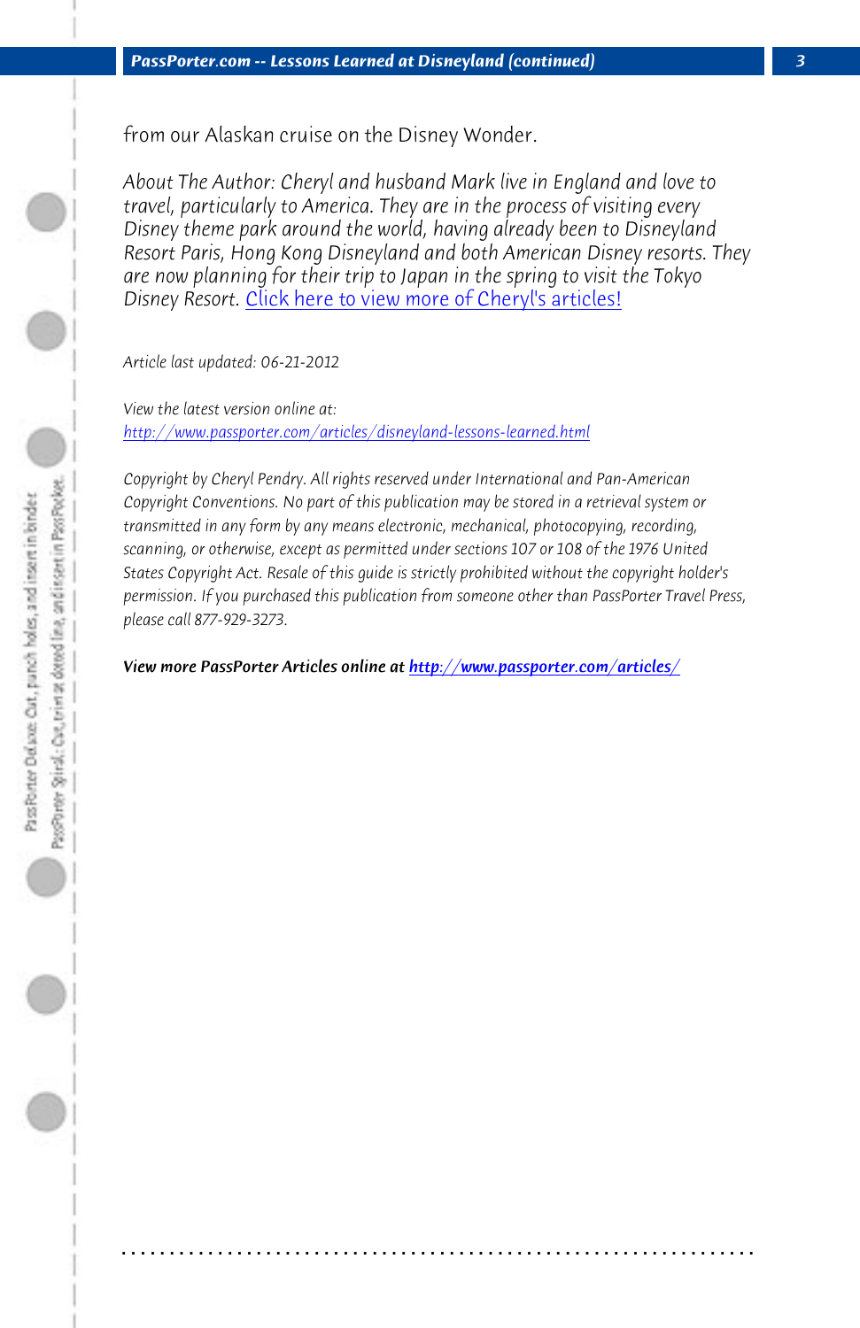from our Alaskan cruise on the Disney Wonder.

*About The Author: Cheryl and husband Mark live in England and love to travel, particularly to America. They are in the process of visiting every Disney theme park around the world, having already been to Disneyland Resort Paris, Hong Kong Disneyland and both American Disney resorts. They are now planning for their trip to Japan in the spring to visit the Tokyo Disney Resort.* [Click here to view more of Cheryl's articles!](http://www.passporter.com/articles/cheryl-pendry-featured-columnist.asp)

*Article last updated: 06-21-2012*

*View the latest version online at:*
[http://www.passporter.com/articles/disneyland-lessons-learned.html](http://www.passporter.com/articles/disneyland-lessons-learned.html)

*Copyright by Cheryl Pendry. All rights reserved under International and Pan-American Copyright Conventions. No part of this publication may be stored in a retrieval system or transmitted in any form by any means electronic, mechanical, photocopying, recording, scanning, or otherwise, except as permitted under sections 107 or 108 of the 1976 United States Copyright Act. Resale of this guide is strictly prohibited without the copyright holder's permission. If you purchased this publication from someone other than PassPorter Travel Press, please call 877-929-3273.*

***View more PassPorter Articles online at [http://www.passporter.com/articles/](http://www.passporter.com/articles/)***